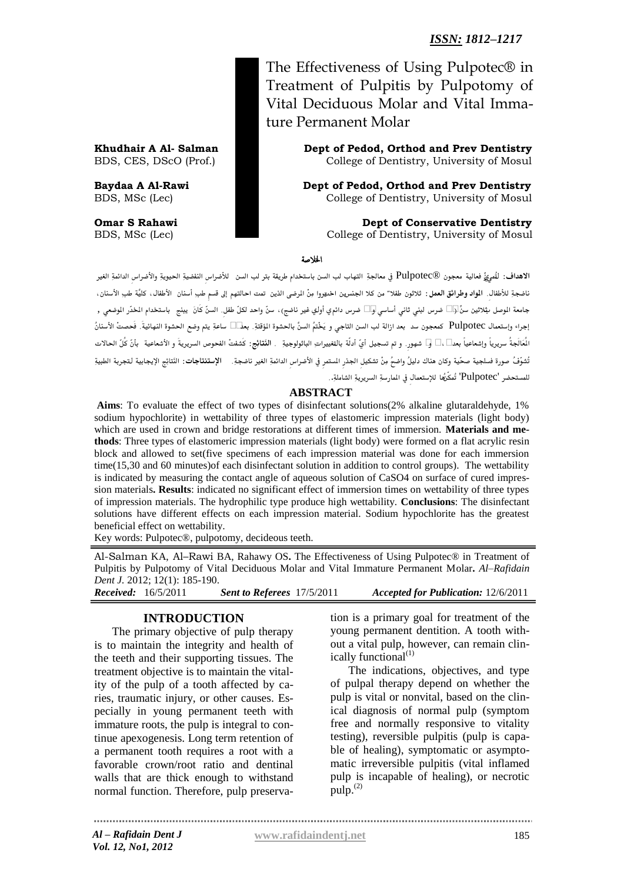ISSN: 1812–1217

# The Effectiveness of Using Pulpotec® in Treatment of Pulpitis by Pulpotomy of Vital Deciduous Molar and Vital Immature Permanent Molar

**Khudhair A Al- Salman**
BDS, CES, DScO (Prof.)
**Dept of Pedod, Orthod and Prev Dentistry**
College of Dentistry, University of Mosul

**Baydaa A Al-Rawi**
BDS, MSc (Lec)
**Dept of Pedod, Orthod and Prev Dentistry**
College of Dentistry, University of Mosul

**Omar S Rahawi**
BDS, MSc (Lec)
**Dept of Conservative Dentistry**
College of Dentistry, University of Mosul

## الخلاصة

**الاهداف:** تقُيمٌ فعالية معجون ®Pulpotec في معالجةِ التهاب لب السن باستخدام طريقة بتر لب السن للأضراسِ النفضية الحيوية والأضراسِ الدائمةِ الغير ناضجةِ للأطفال. **المواد وطرائق العمل:** ثلاثون طفلا" من كلا الجنسين اختيروا مِنْ المرضى الذين تمت احالتهم إلى قسمِ طبِ أسنان الأطفال، كليّة طبِ الأسنان، جامعة الموصل بثلاثين سنّ (و ضرس لبني ثاني أساسي و ضرس دائمي أولي غير ناضج)، سنّ واحد لكلّ طفل. السنّ كَانَ يبنج باستخدام المخدّر الموضعي ، إجراء وإستعمال Pulpotec كمعجون سد بعد ازالة لب السن التاجي و يَخْتمُ السنّ بالحشوة المؤقتة. بعد ساعة يتم وضع الحشوة النهائية. فحصتْ الأسنانُ المُعَالجةُ سريرياً وإشعاعياً بعد ، و شهور. و تم تسجيل أيّ أدلّة بالتغييراتِ الباثولوجية . **النتائج:** كَشفتْ الفحوص السريرية و الأشعاعية بأنّ كُلّ الحالات تُشوّفُ صورة فسلجية صحّية وكان هناك دليلُ واضحُ مِنْ تشكيلِ الجذرِ المستمرِ في الأضراسِ الدائمةِ الغير ناضجةِ. **الإستنتاجات:** النتائج الإيجابية لتجربة الطبية للمستحضر 'Pulpotec' تُمكّنُها للإستعمال في الممارسةِ السريريةِ الشاملةِ.

## ABSTRACT

**Aims**: To evaluate the effect of two types of disinfectant solutions(2% alkaline glutaraldehyde, 1% sodium hypochlorite) in wettability of three types of elastomeric impression materials (light body) which are used in crown and bridge restorations at different times of immersion. **Materials and methods**: Three types of elastomeric impression materials (light body) were formed on a flat acrylic resin block and allowed to set(five specimens of each impression material was done for each immersion time(15,30 and 60 minutes)of each disinfectant solution in addition to control groups). The wettability is indicated by measuring the contact angle of aqueous solution of $CaSO_4$ on surface of cured impression materials**. Results**: indicated no significant effect of immersion times on wettability of three types of impression materials. The hydrophilic type produce high wettability. **Conclusions**: The disinfectant solutions have different effects on each impression material. Sodium hypochlorite has the greatest beneficial effect on wettability.

Key words: Pulpotec®, pulpotomy, decideous teeth.

Al-Salman KA, Al–Rawi BA, Rahawy OS**.** The Effectiveness of Using Pulpotec® in Treatment of Pulpitis by Pulpotomy of Vital Deciduous Molar and Vital Immature Permanent Molar**.** *Al–Rafidain Dent J.* 2012; 12(1): 185-190.

***Received:*** 16/5/2011 ***Sent to Referees*** 17/5/2011 ***Accepted for Publication:*** 12/6/2011

## INTRODUCTION

The primary objective of pulp therapy is to maintain the integrity and health of the teeth and their supporting tissues. The treatment objective is to maintain the vitality of the pulp of a tooth affected by caries, traumatic injury, or other causes. Especially in young permanent teeth with immature roots, the pulp is integral to continue apexogenesis. Long term retention of a permanent tooth requires a root with a favorable crown/root ratio and dentinal walls that are thick enough to withstand normal function. Therefore, pulp preservation is a primary goal for treatment of the young permanent dentition. A tooth without a vital pulp, however, can remain clinically functional[1]

The indications, objectives, and type of pulpal therapy depend on whether the pulp is vital or nonvital, based on the clinical diagnosis of normal pulp (symptom free and normally responsive to vitality testing), reversible pulpitis (pulp is capable of healing), symptomatic or asymptomatic irreversible pulpitis (vital inflamed pulp is incapable of healing), or necrotic pulp.[2]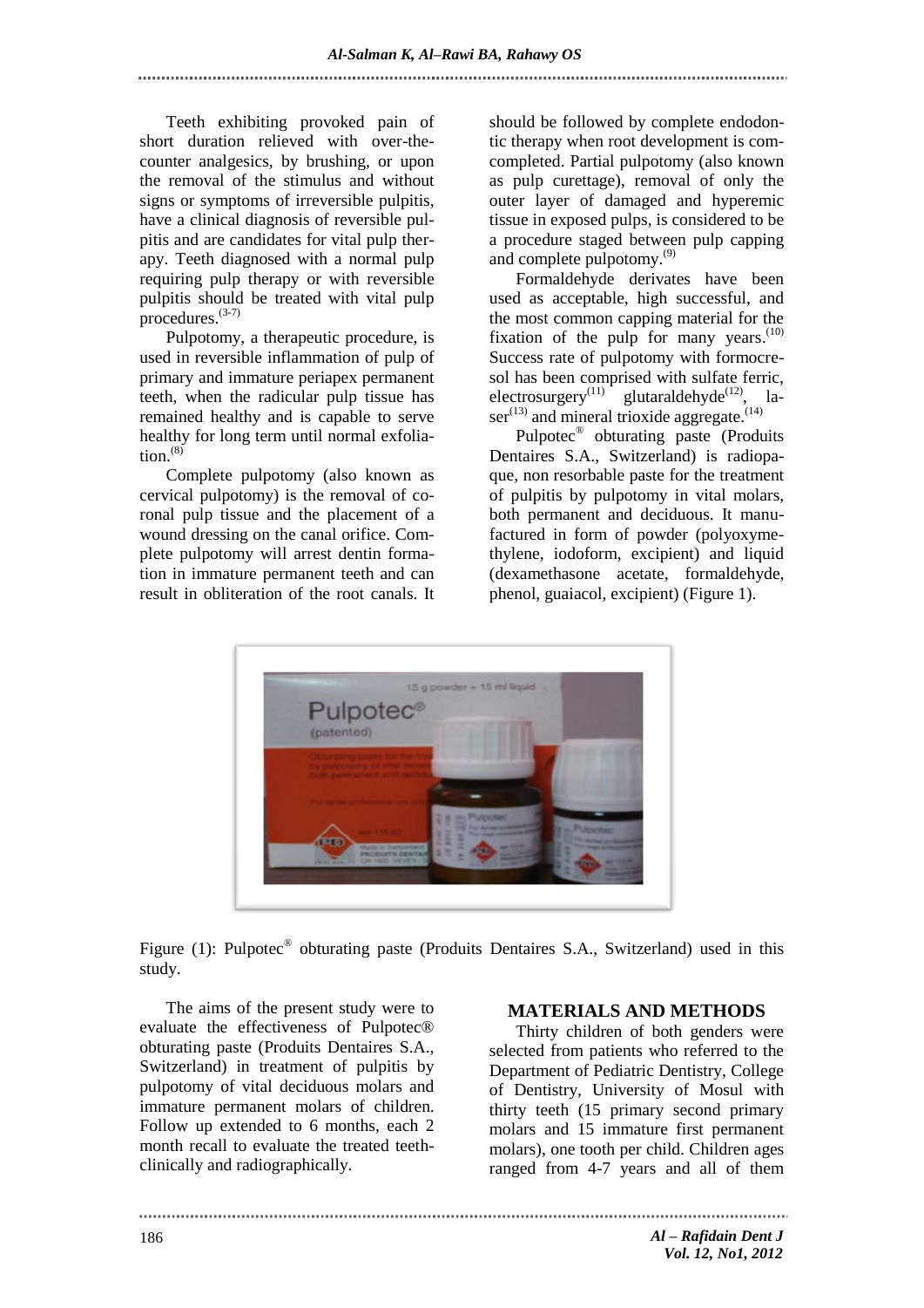Teeth exhibiting provoked pain of short duration relieved with over-the-counter analgesics, by brushing, or upon the removal of the stimulus and without signs or symptoms of irreversible pulpitis, have a clinical diagnosis of reversible pulpitis and are candidates for vital pulp therapy. Teeth diagnosed with a normal pulp requiring pulp therapy or with reversible pulpitis should be treated with vital pulp procedures.[3-7]

Pulpotomy, a therapeutic procedure, is used in reversible inflammation of pulp of primary and immature periapex permanent teeth, when the radicular pulp tissue has remained healthy and is capable to serve healthy for long term until normal exfoliation.[8]

Complete pulpotomy (also known as cervical pulpotomy) is the removal of coronal pulp tissue and the placement of a wound dressing on the canal orifice. Complete pulpotomy will arrest dentin formation in immature permanent teeth and can result in obliteration of the root canals. It should be followed by complete endodontic therapy when root development is comcompleted. Partial pulpotomy (also known as pulp curettage), removal of only the outer layer of damaged and hyperemic tissue in exposed pulps, is considered to be a procedure staged between pulp capping and complete pulpotomy.[9]

Formaldehyde derivates have been used as acceptable, high successful, and the most common capping material for the fixation of the pulp for many years.[10] Success rate of pulpotomy with formocresol has been comprised with sulfate ferric, electrosurgery[11] glutaraldehyde[12], laser[13] and mineral trioxide aggregate.[14]

Pulpotec® obturating paste (Produits Dentaires S.A., Switzerland) is radiopaque, non resorbable paste for the treatment of pulpitis by pulpotomy in vital molars, both permanent and deciduous. It manufactured in form of powder (polyoxymethylene, iodoform, excipient) and liquid (dexamethasone acetate, formaldehyde, phenol, guaiacol, excipient) (Figure 1).

Figure (1): Pulpotec® obturating paste (Produits Dentaires S.A., Switzerland) used in this study.

The aims of the present study were to evaluate the effectiveness of Pulpotec® obturating paste (Produits Dentaires S.A., Switzerland) in treatment of pulpitis by pulpotomy of vital deciduous molars and immature permanent molars of children. Follow up extended to 6 months, each 2 month recall to evaluate the treated teeth-clinically and radiographically.

## MATERIALS AND METHODS

Thirty children of both genders were selected from patients who referred to the Department of Pediatric Dentistry, College of Dentistry, University of Mosul with thirty teeth (15 primary second primary molars and 15 immature first permanent molars), one tooth per child. Children ages ranged from 4-7 years and all of them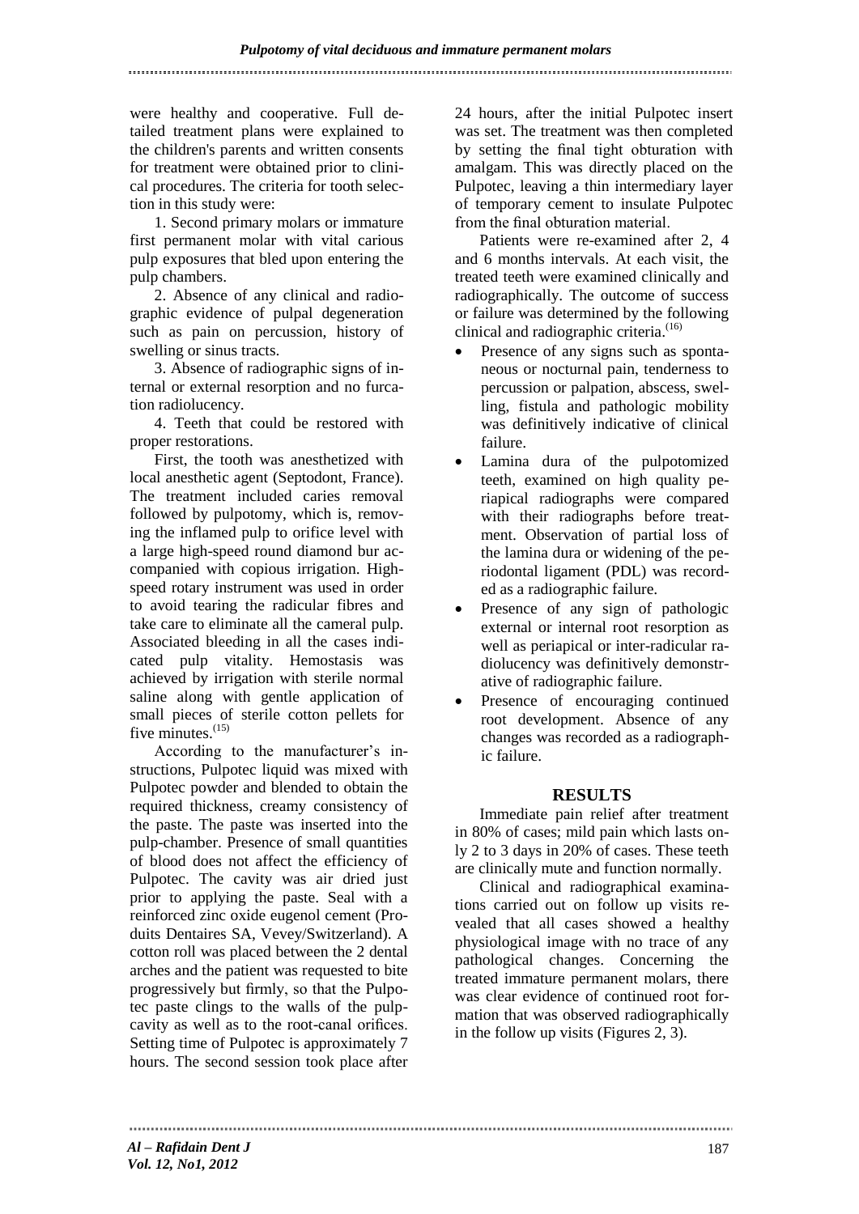were healthy and cooperative. Full detailed treatment plans were explained to the children's parents and written consents for treatment were obtained prior to clinical procedures. The criteria for tooth selection in this study were:

1. Second primary molars or immature first permanent molar with vital carious pulp exposures that bled upon entering the pulp chambers.

2. Absence of any clinical and radiographic evidence of pulpal degeneration such as pain on percussion, history of swelling or sinus tracts.

3. Absence of radiographic signs of internal or external resorption and no furcation radiolucency.

4. Teeth that could be restored with proper restorations.

First, the tooth was anesthetized with local anesthetic agent (Septodont, France). The treatment included caries removal followed by pulpotomy, which is, removing the inflamed pulp to orifice level with a large high-speed round diamond bur accompanied with copious irrigation. High-speed rotary instrument was used in order to avoid tearing the radicular fibres and take care to eliminate all the cameral pulp. Associated bleeding in all the cases indicated pulp vitality. Hemostasis was achieved by irrigation with sterile normal saline along with gentle application of small pieces of sterile cotton pellets for five minutes.[15]

According to the manufacturer's instructions, Pulpotec liquid was mixed with Pulpotec powder and blended to obtain the required thickness, creamy consistency of the paste. The paste was inserted into the pulp-chamber. Presence of small quantities of blood does not affect the efficiency of Pulpotec. The cavity was air dried just prior to applying the paste. Seal with a reinforced zinc oxide eugenol cement (Produits Dentaires SA, Vevey/Switzerland). A cotton roll was placed between the 2 dental arches and the patient was requested to bite progressively but firmly, so that the Pulpotec paste clings to the walls of the pulp-cavity as well as to the root-canal orifices. Setting time of Pulpotec is approximately 7 hours. The second session took place after 24 hours, after the initial Pulpotec insert was set. The treatment was then completed by setting the final tight obturation with amalgam. This was directly placed on the Pulpotec, leaving a thin intermediary layer of temporary cement to insulate Pulpotec from the final obturation material.

Patients were re-examined after 2, 4 and 6 months intervals. At each visit, the treated teeth were examined clinically and radiographically. The outcome of success or failure was determined by the following clinical and radiographic criteria.[16]

- Presence of any signs such as spontaneous or nocturnal pain, tenderness to percussion or palpation, abscess, swelling, fistula and pathologic mobility was definitively indicative of clinical failure.
- Lamina dura of the pulpotomized teeth, examined on high quality periapical radiographs were compared with their radiographs before treatment. Observation of partial loss of the lamina dura or widening of the periodontal ligament (PDL) was recorded as a radiographic failure.
- Presence of any sign of pathologic external or internal root resorption as well as periapical or inter-radicular radiolucency was definitively demonstrative of radiographic failure.
- Presence of encouraging continued root development. Absence of any changes was recorded as a radiographic failure.

## RESULTS

Immediate pain relief after treatment in 80% of cases; mild pain which lasts only 2 to 3 days in 20% of cases. These teeth are clinically mute and function normally.

Clinical and radiographical examinations carried out on follow up visits revealed that all cases showed a healthy physiological image with no trace of any pathological changes. Concerning the treated immature permanent molars, there was clear evidence of continued root formation that was observed radiographically in the follow up visits (Figures 2, 3).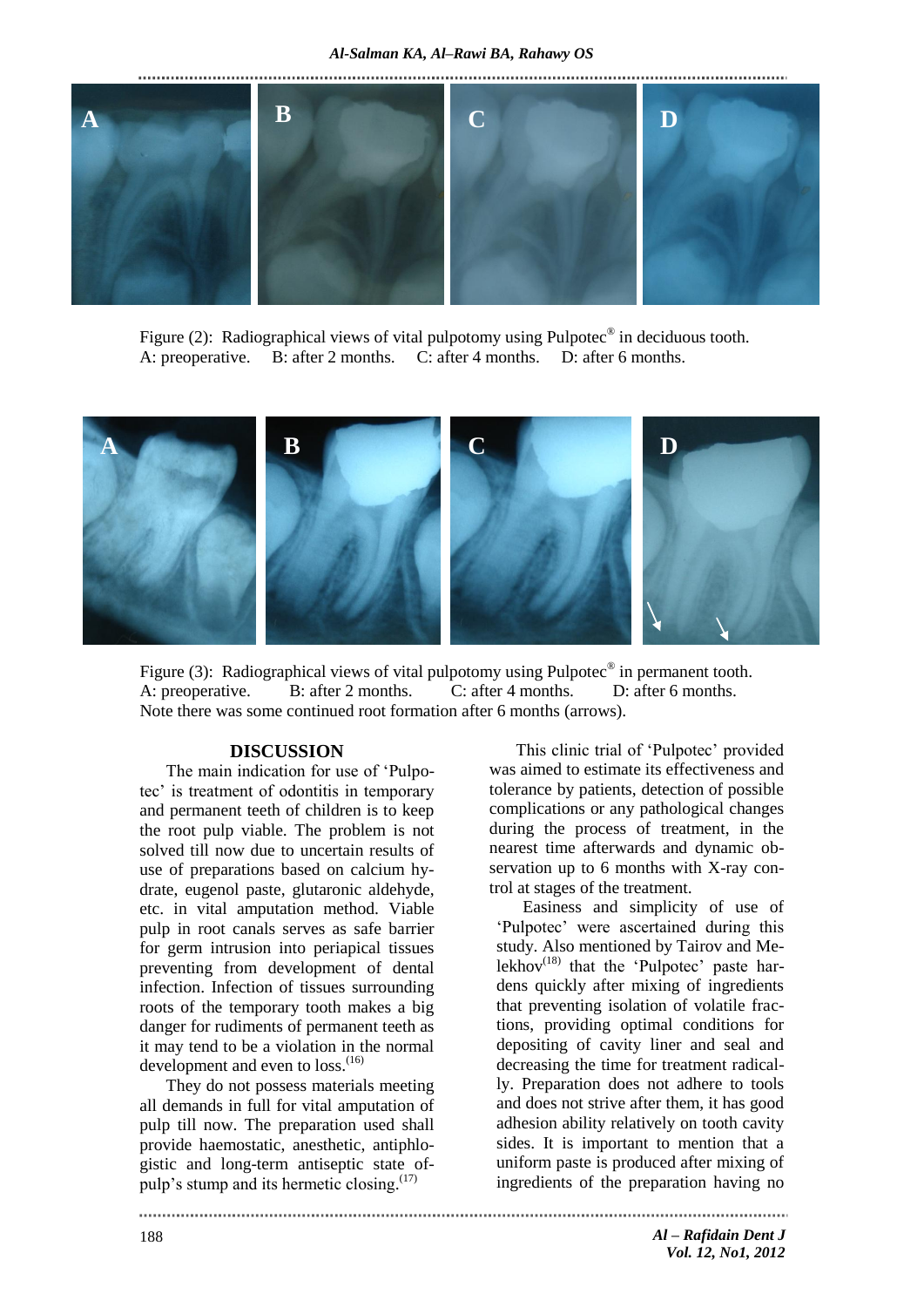Figure (2): Radiographical views of vital pulpotomy using Pulpotec® in deciduous tooth.
A: preoperative. B: after 2 months. C: after 4 months. D: after 6 months.

Figure (3): Radiographical views of vital pulpotomy using Pulpotec® in permanent tooth.
A: preoperative. B: after 2 months. C: after 4 months. D: after 6 months.
Note there was some continued root formation after 6 months (arrows).

## DISCUSSION

The main indication for use of 'Pulpotec' is treatment of odontitis in temporary and permanent teeth of children is to keep the root pulp viable. The problem is not solved till now due to uncertain results of use of preparations based on calcium hydrate, eugenol paste, glutaronic aldehyde, etc. in vital amputation method. Viable pulp in root canals serves as safe barrier for germ intrusion into periapical tissues preventing from development of dental infection. Infection of tissues surrounding roots of the temporary tooth makes a big danger for rudiments of permanent teeth as it may tend to be a violation in the normal development and even to loss.[16]

They do not possess materials meeting all demands in full for vital amputation of pulp till now. The preparation used shall provide haemostatic, anesthetic, antiphlogistic and long-term antiseptic state of pulp's stump and its hermetic closing.[17]

This clinic trial of 'Pulpotec' provided was aimed to estimate its effectiveness and tolerance by patients, detection of possible complications or any pathological changes during the process of treatment, in the nearest time afterwards and dynamic observation up to 6 months with X-ray control at stages of the treatment.

Easiness and simplicity of use of 'Pulpotec' were ascertained during this study. Also mentioned by Tairov and Melekhov[18] that the 'Pulpotec' paste hardens quickly after mixing of ingredients that preventing isolation of volatile fractions, providing optimal conditions for depositing of cavity liner and seal and decreasing the time for treatment radically. Preparation does not adhere to tools and does not strive after them, it has good adhesion ability relatively on tooth cavity sides. It is important to mention that a uniform paste is produced after mixing of ingredients of the preparation having no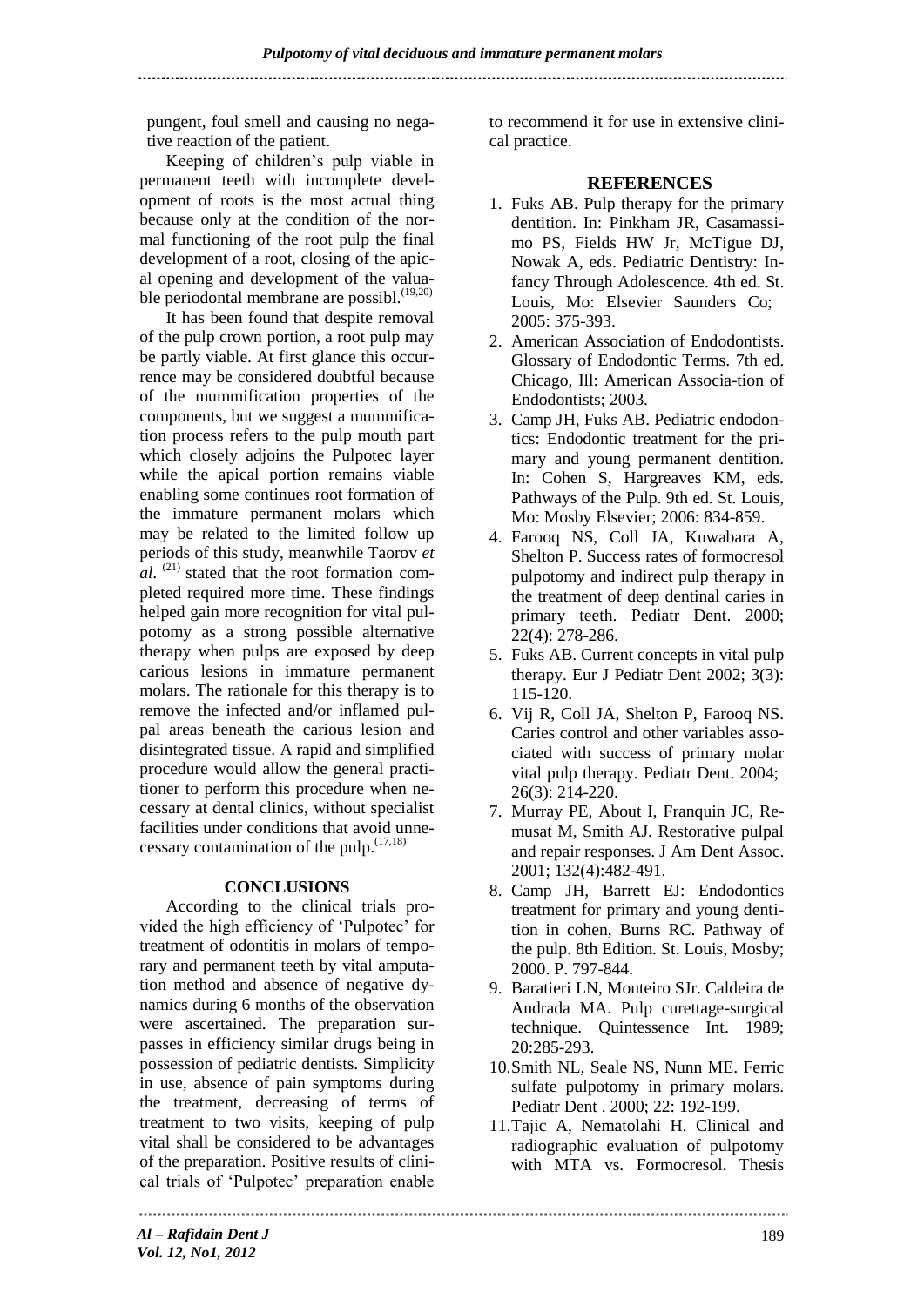pungent, foul smell and causing no negative reaction of the patient.

Keeping of children's pulp viable in permanent teeth with incomplete development of roots is the most actual thing because only at the condition of the normal functioning of the root pulp the final development of a root, closing of the apical opening and development of the valuable periodontal membrane are possibl.[19,20]

It has been found that despite removal of the pulp crown portion, a root pulp may be partly viable. At first glance this occurrence may be considered doubtful because of the mummification properties of the components, but we suggest a mummification process refers to the pulp mouth part which closely adjoins the Pulpotec layer while the apical portion remains viable enabling some continues root formation of the immature permanent molars which may be related to the limited follow up periods of this study, meanwhile Taorov *et al*. [21] stated that the root formation completed required more time. These findings helped gain more recognition for vital pulpotomy as a strong possible alternative therapy when pulps are exposed by deep carious lesions in immature permanent molars. The rationale for this therapy is to remove the infected and/or inflamed pulpal areas beneath the carious lesion and disintegrated tissue. A rapid and simplified procedure would allow the general practitioner to perform this procedure when necessary at dental clinics, without specialist facilities under conditions that avoid unnecessary contamination of the pulp.[17,18]

## CONCLUSIONS

According to the clinical trials provided the high efficiency of 'Pulpotec' for treatment of odontitis in molars of temporary and permanent teeth by vital amputation method and absence of negative dynamics during 6 months of the observation were ascertained. The preparation surpasses in efficiency similar drugs being in possession of pediatric dentists. Simplicity in use, absence of pain symptoms during the treatment, decreasing of terms of treatment to two visits, keeping of pulp vital shall be considered to be advantages of the preparation. Positive results of clinical trials of 'Pulpotec' preparation enable to recommend it for use in extensive clinical practice.

## REFERENCES

1. Fuks AB. Pulp therapy for the primary dentition. In: Pinkham JR, Casamassimo PS, Fields HW Jr, McTigue DJ, Nowak A, eds. Pediatric Dentistry: Infancy Through Adolescence. 4th ed. St. Louis, Mo: Elsevier Saunders Co; 2005: 375-393.
2. American Association of Endodontists. Glossary of Endodontic Terms. 7th ed. Chicago, Ill: American Associa-tion of Endodontists; 2003.
3. Camp JH, Fuks AB. Pediatric endodontics: Endodontic treatment for the primary and young permanent dentition. In: Cohen S, Hargreaves KM, eds. Pathways of the Pulp. 9th ed. St. Louis, Mo: Mosby Elsevier; 2006: 834-859.
4. Farooq NS, Coll JA, Kuwabara A, Shelton P. Success rates of formocresol pulpotomy and indirect pulp therapy in the treatment of deep dentinal caries in primary teeth. Pediatr Dent. 2000; 22(4): 278-286.
5. Fuks AB. Current concepts in vital pulp therapy. Eur J Pediatr Dent 2002; 3(3): 115-120.
6. Vij R, Coll JA, Shelton P, Farooq NS. Caries control and other variables associated with success of primary molar vital pulp therapy. Pediatr Dent. 2004; 26(3): 214-220.
7. Murray PE, About I, Franquin JC, Remusat M, Smith AJ. Restorative pulpal and repair responses. J Am Dent Assoc. 2001; 132(4):482-491.
8. Camp JH, Barrett EJ: Endodontics treatment for primary and young dentition in cohen, Burns RC. Pathway of the pulp. 8th Edition. St. Louis, Mosby; 2000. P. 797-844.
9. Baratieri LN, Monteiro SJr. Caldeira de Andrada MA. Pulp curettage-surgical technique. Quintessence Int. 1989; 20:285-293.
10. Smith NL, Seale NS, Nunn ME. Ferric sulfate pulpotomy in primary molars. Pediatr Dent . 2000; 22: 192-199.
11. Tajic A, Nematolahi H. Clinical and radiographic evaluation of pulpotomy with MTA vs. Formocresol. Thesis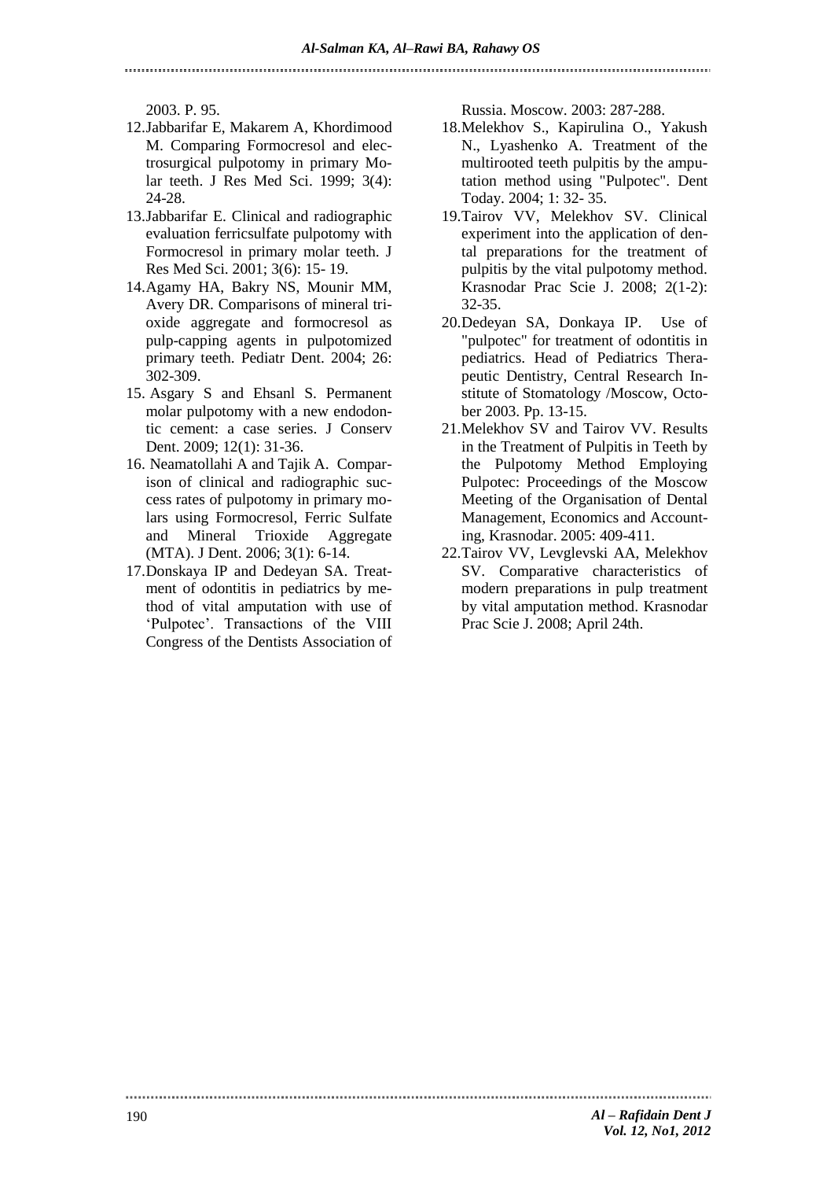2003. P. 95.

12. Jabbarifar E, Makarem A, Khordimood M. Comparing Formocresol and electrosurgical pulpotomy in primary Molar teeth. J Res Med Sci. 1999; 3(4): 24-28.
13. Jabbarifar E. Clinical and radiographic evaluation ferricsulfate pulpotomy with Formocresol in primary molar teeth. J Res Med Sci. 2001; 3(6): 15- 19.
14. Agamy HA, Bakry NS, Mounir MM, Avery DR. Comparisons of mineral trioxide aggregate and formocresol as pulp-capping agents in pulpotomized primary teeth. Pediatr Dent. 2004; 26: 302-309.
15. Asgary S and Ehsanl S. Permanent molar pulpotomy with a new endodontic cement: a case series. J Conserv Dent. 2009; 12(1): 31-36.
16. Neamatollahi A and Tajik A. Comparison of clinical and radiographic success rates of pulpotomy in primary molars using Formocresol, Ferric Sulfate and Mineral Trioxide Aggregate (MTA). J Dent. 2006; 3(1): 6-14.
17. Donskaya IP and Dedeyan SA. Treatment of odontitis in pediatrics by method of vital amputation with use of 'Pulpotec'. Transactions of the VIII Congress of the Dentists Association of Russia. Moscow. 2003: 287-288.
18. Melekhov S., Kapirulina O., Yakush N., Lyashenko A. Treatment of the multirooted teeth pulpitis by the amputation method using "Pulpotec". Dent Today. 2004; 1: 32- 35.
19. Tairov VV, Melekhov SV. Clinical experiment into the application of dental preparations for the treatment of pulpitis by the vital pulpotomy method. Krasnodar Prac Scie J. 2008; 2(1-2): 32-35.
20. Dedeyan SA, Donkaya IP. Use of "pulpotec" for treatment of odontitis in pediatrics. Head of Pediatrics Therapeutic Dentistry, Central Research Institute of Stomatology /Moscow, October 2003. Pp. 13-15.
21. Melekhov SV and Tairov VV. Results in the Treatment of Pulpitis in Teeth by the Pulpotomy Method Employing Pulpotec: Proceedings of the Moscow Meeting of the Organisation of Dental Management, Economics and Accounting, Krasnodar. 2005: 409-411.
22. Tairov VV, Levglevski AA, Melekhov SV. Comparative characteristics of modern preparations in pulp treatment by vital amputation method. Krasnodar Prac Scie J. 2008; April 24th.